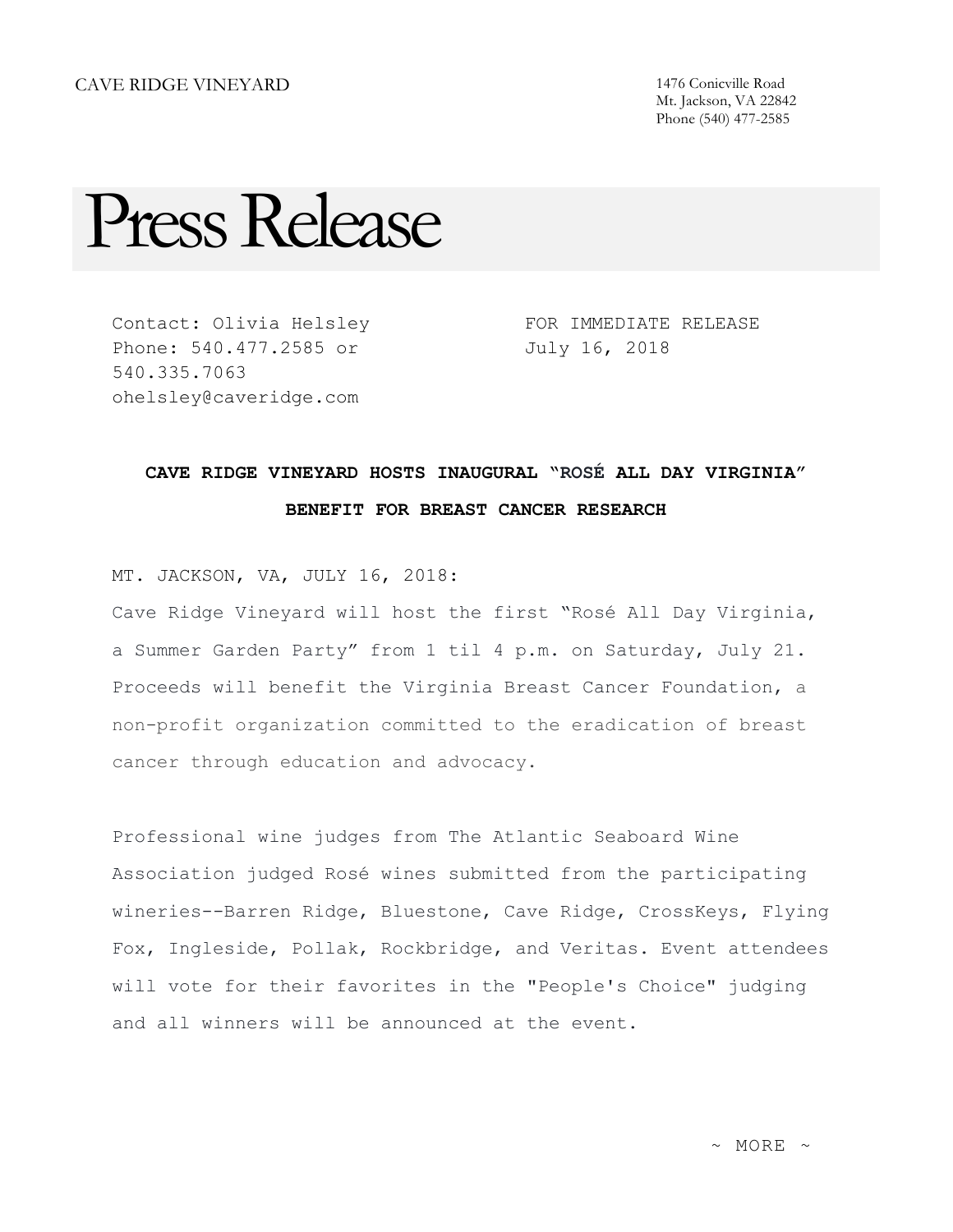CAVE RIDGE VINEYARD

1476 Conicville Road
Mt. Jackson, VA 22842
Phone (540) 477-2585

# Press Release

Contact: Olivia Helsley
Phone: 540.477.2585 or 540.335.7063
ohelsley@caveridge.com

FOR IMMEDIATE RELEASE
July 16, 2018

**CAVE RIDGE VINEYARD HOSTS INAUGURAL "ROSÉ ALL DAY VIRGINIA" BENEFIT FOR BREAST CANCER RESEARCH**

MT. JACKSON, VA, JULY 16, 2018:

Cave Ridge Vineyard will host the first "Rosé All Day Virginia, a Summer Garden Party" from 1 til 4 p.m. on Saturday, July 21. Proceeds will benefit the Virginia Breast Cancer Foundation, a non-profit organization committed to the eradication of breast cancer through education and advocacy.

Professional wine judges from The Atlantic Seaboard Wine Association judged Rosé wines submitted from the participating wineries--Barren Ridge, Bluestone, Cave Ridge, CrossKeys, Flying Fox, Ingleside, Pollak, Rockbridge, and Veritas. Event attendees will vote for their favorites in the "People's Choice" judging and all winners will be announced at the event.

~ MORE ~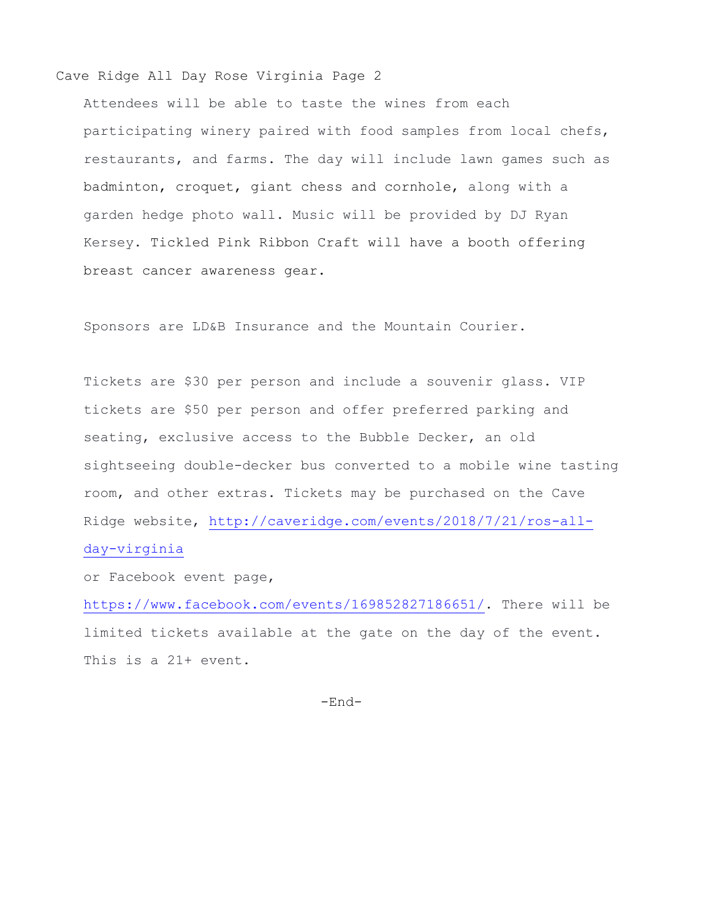Attendees will be able to taste the wines from each participating winery paired with food samples from local chefs, restaurants, and farms. The day will include lawn games such as badminton, croquet, giant chess and cornhole, along with a garden hedge photo wall. Music will be provided by DJ Ryan Kersey. Tickled Pink Ribbon Craft will have a booth offering breast cancer awareness gear.

Sponsors are LD&B Insurance and the Mountain Courier.

Tickets are $30 per person and include a souvenir glass. VIP tickets are $50 per person and offer preferred parking and seating, exclusive access to the Bubble Decker, an old sightseeing double-decker bus converted to a mobile wine tasting room, and other extras. Tickets may be purchased on the Cave Ridge website, http://caveridge.com/events/2018/7/21/ros-all-day-virginia
or Facebook event page, https://www.facebook.com/events/169852827186651/. There will be limited tickets available at the gate on the day of the event. This is a 21+ event.

-End-